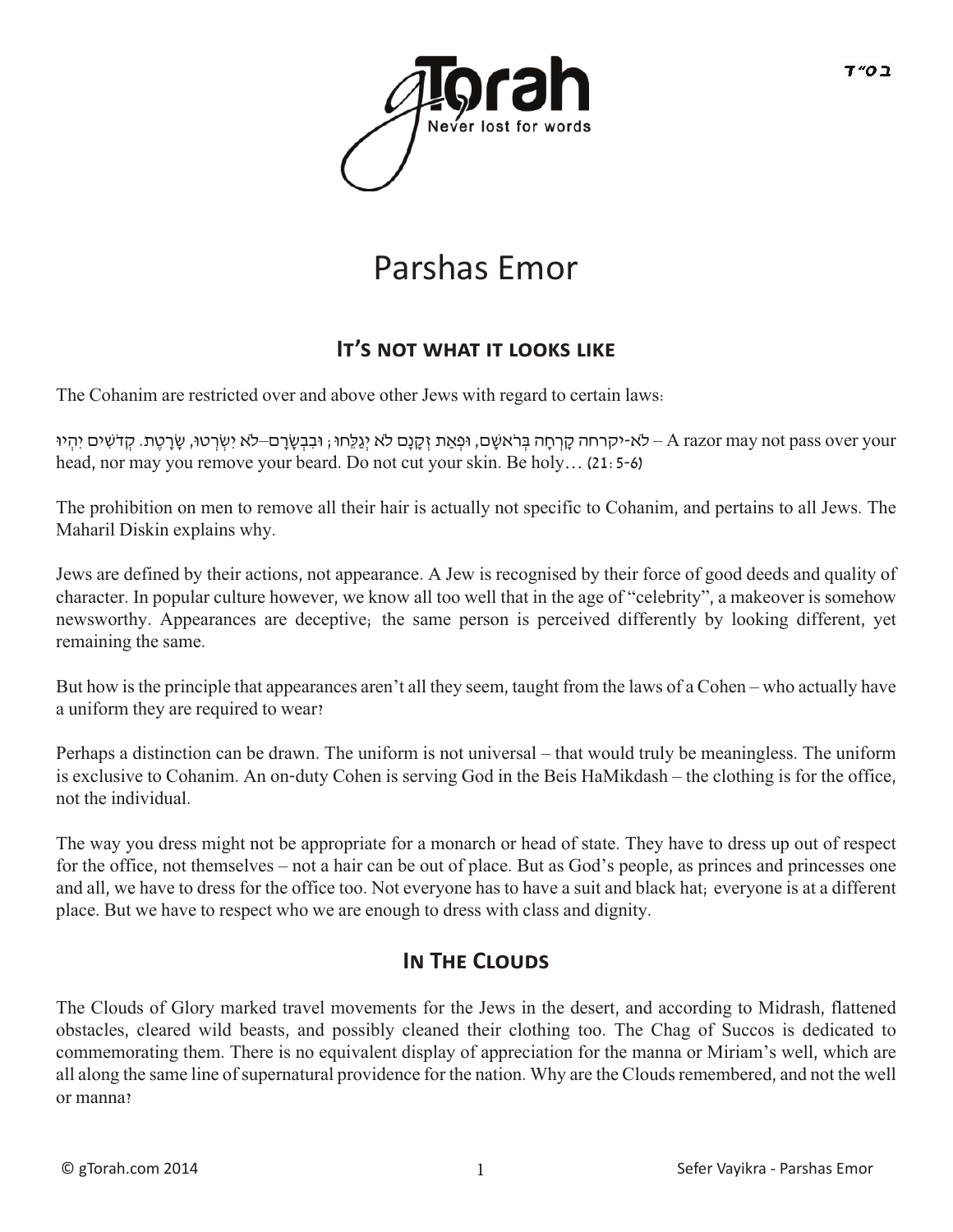בס״ד

# Parshas Emor

## It's not what it looks like

The Cohanim are restricted over and above other Jews with regard to certain laws:

לֹא-יקרחה קָרְחָה בְּרֹאשָׁם, וּפְאַת זְקָנָם לֹא יְגַלֵּחוּ; וּבִבְשָׂרָם–לֹא יִשְׂרְטוּ, שָׂרָטֶת. קְדֹשִׁים יִהְיוּ – A razor may not pass over your head, nor may you remove your beard. Do not cut your skin. Be holy… (21:5-6)

The prohibition on men to remove all their hair is actually not specific to Cohanim, and pertains to all Jews. The Maharil Diskin explains why.

Jews are defined by their actions, not appearance. A Jew is recognised by their force of good deeds and quality of character. In popular culture however, we know all too well that in the age of "celebrity", a makeover is somehow newsworthy. Appearances are deceptive; the same person is perceived differently by looking different, yet remaining the same.

But how is the principle that appearances aren't all they seem, taught from the laws of a Cohen – who actually have a uniform they are required to wear?

Perhaps a distinction can be drawn. The uniform is not universal – that would truly be meaningless. The uniform is exclusive to Cohanim. An on-duty Cohen is serving God in the Beis HaMikdash – the clothing is for the office, not the individual.

The way you dress might not be appropriate for a monarch or head of state. They have to dress up out of respect for the office, not themselves – not a hair can be out of place. But as God's people, as princes and princesses one and all, we have to dress for the office too. Not everyone has to have a suit and black hat; everyone is at a different place. But we have to respect who we are enough to dress with class and dignity.

## In The Clouds

The Clouds of Glory marked travel movements for the Jews in the desert, and according to Midrash, flattened obstacles, cleared wild beasts, and possibly cleaned their clothing too. The Chag of Succos is dedicated to commemorating them. There is no equivalent display of appreciation for the manna or Miriam's well, which are all along the same line of supernatural providence for the nation. Why are the Clouds remembered, and not the well or manna?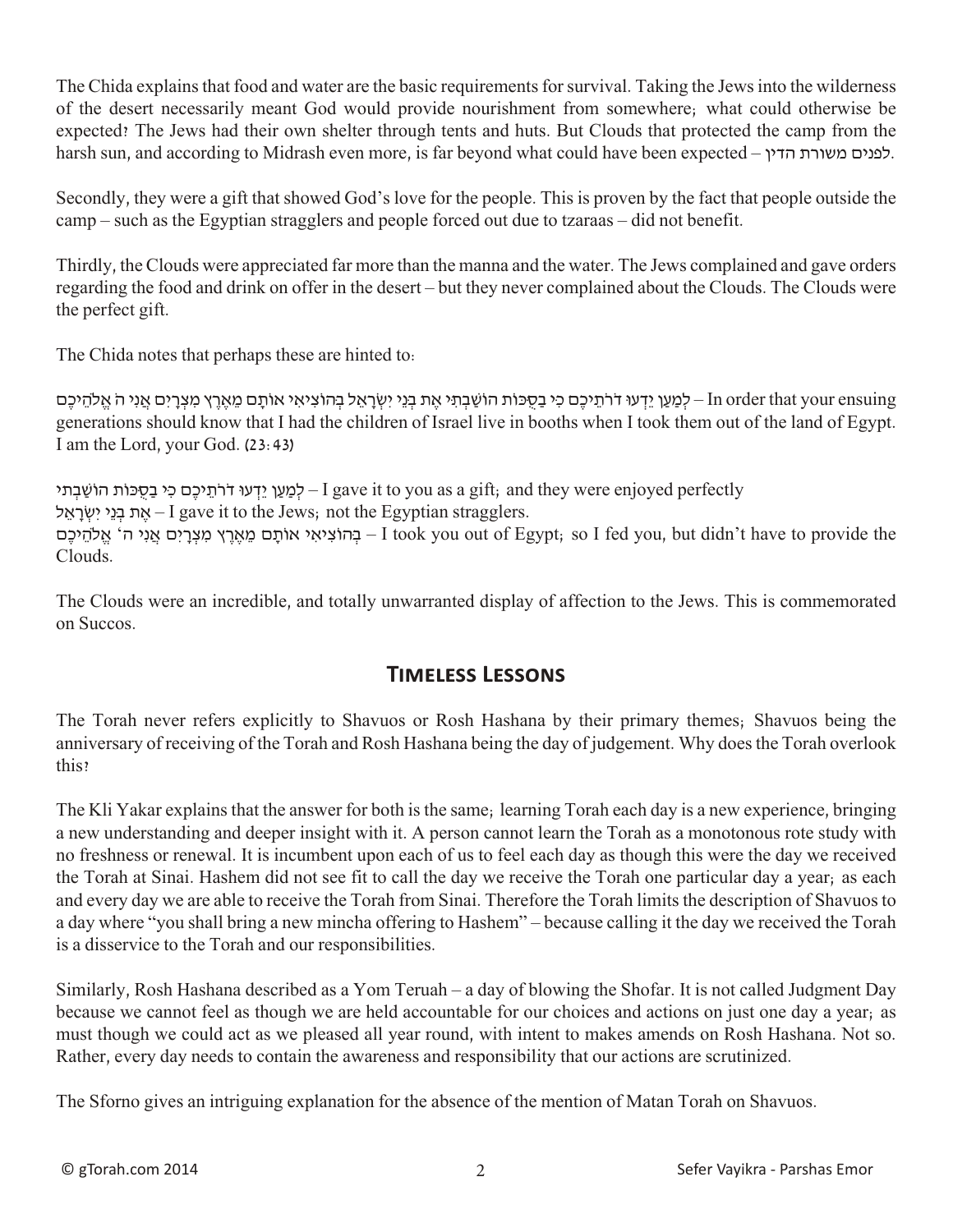The Chida explains that food and water are the basic requirements for survival. Taking the Jews into the wilderness of the desert necessarily meant God would provide nourishment from somewhere; what could otherwise be expected? The Jews had their own shelter through tents and huts. But Clouds that protected the camp from the harsh sun, and according to Midrash even more, is far beyond what could have been expected – לפנים משורת הדין.

Secondly, they were a gift that showed God's love for the people. This is proven by the fact that people outside the camp – such as the Egyptian stragglers and people forced out due to tzaraas – did not benefit.

Thirdly, the Clouds were appreciated far more than the manna and the water. The Jews complained and gave orders regarding the food and drink on offer in the desert – but they never complained about the Clouds. The Clouds were the perfect gift.

The Chida notes that perhaps these are hinted to:

לְמַעַן יֵדְעוּ דֹרֹתֵיכֶם כִּי בַסֻּכּוֹת הוֹשַׁבְתִּי אֶת בְּנֵי יִשְׂרָאֵל בְּהוֹצִיאִי אוֹתָם מֵאֶרֶץ מִצְרָיִם אֲנִי ה' אֱלֹהֵיכֶם – In order that your ensuing generations should know that I had the children of Israel live in booths when I took them out of the land of Egypt. I am the Lord, your God. (23:43)

לְמַעַן יֵדְעוּ דֹרֹתֵיכֶם כִּי בַסֻּכּוֹת הוֹשַׁבְתִּי – I gave it to you as a gift; and they were enjoyed perfectly
אֶת בְּנֵי יִשְׂרָאֵל – I gave it to the Jews; not the Egyptian stragglers.
בְּהוֹצִיאִי אוֹתָם מֵאֶרֶץ מִצְרָיִם אֲנִי ה' אֱלֹהֵיכֶם – I took you out of Egypt; so I fed you, but didn't have to provide the Clouds.

The Clouds were an incredible, and totally unwarranted display of affection to the Jews. This is commemorated on Succos.

## Timeless Lessons

The Torah never refers explicitly to Shavuos or Rosh Hashana by their primary themes; Shavuos being the anniversary of receiving of the Torah and Rosh Hashana being the day of judgement. Why does the Torah overlook this?

The Kli Yakar explains that the answer for both is the same; learning Torah each day is a new experience, bringing a new understanding and deeper insight with it. A person cannot learn the Torah as a monotonous rote study with no freshness or renewal. It is incumbent upon each of us to feel each day as though this were the day we received the Torah at Sinai. Hashem did not see fit to call the day we receive the Torah one particular day a year; as each and every day we are able to receive the Torah from Sinai. Therefore the Torah limits the description of Shavuos to a day where "you shall bring a new mincha offering to Hashem" – because calling it the day we received the Torah is a disservice to the Torah and our responsibilities.

Similarly, Rosh Hashana described as a Yom Teruah – a day of blowing the Shofar. It is not called Judgment Day because we cannot feel as though we are held accountable for our choices and actions on just one day a year; as must though we could act as we pleased all year round, with intent to makes amends on Rosh Hashana. Not so. Rather, every day needs to contain the awareness and responsibility that our actions are scrutinized.

The Sforno gives an intriguing explanation for the absence of the mention of Matan Torah on Shavuos.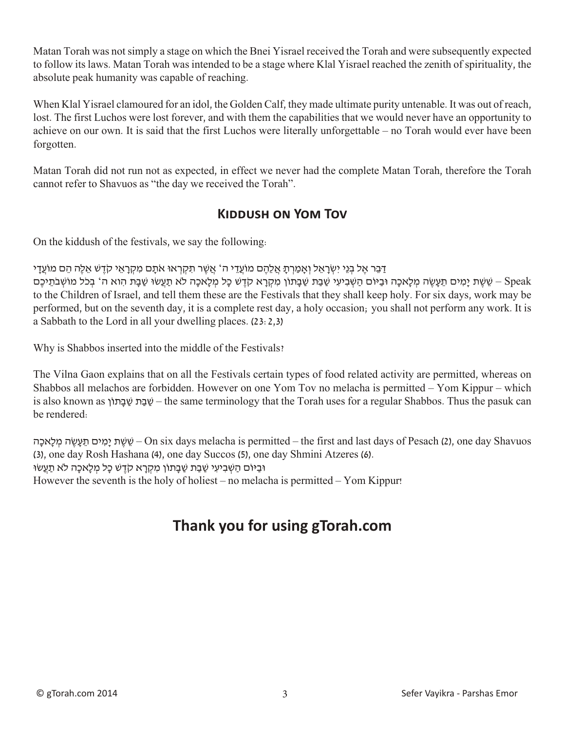Matan Torah was not simply a stage on which the Bnei Yisrael received the Torah and were subsequently expected to follow its laws. Matan Torah was intended to be a stage where Klal Yisrael reached the zenith of spirituality, the absolute peak humanity was capable of reaching.

When Klal Yisrael clamoured for an idol, the Golden Calf, they made ultimate purity untenable. It was out of reach, lost. The first Luchos were lost forever, and with them the capabilities that we would never have an opportunity to achieve on our own. It is said that the first Luchos were literally unforgettable – no Torah would ever have been forgotten.

Matan Torah did not run not as expected, in effect we never had the complete Matan Torah, therefore the Torah cannot refer to Shavuos as "the day we received the Torah".

## Kiddush on Yom Tov

On the kiddush of the festivals, we say the following:

דַּבֵּר אֶל בְּנֵי יִשְׂרָאֵל וְאָמַרְתָּ אֲלֵהֶם מוֹעֲדֵי ה' אֲשֶׁר תִּקְרְאוּ אֹתָם מִקְרָאֵי קֹדֶשׁ אֵלֶּה הֵם מוֹעֲדָי
שֵׁשֶׁת יָמִים תֵּעָשֶׂה מְלָאכָה וּבַיּוֹם הַשְּׁבִיעִי שַׁבַּת שַׁבָּתוֹן מִקְרָא קֹדֶשׁ כָּל מְלָאכָה לֹא תַעֲשׂוּ שַׁבָּת הִוא ה' בְּכֹל מוֹשְׁבֹתֵיכֶם – Speak to the Children of Israel, and tell them these are the Festivals that they shall keep holy. For six days, work may be performed, but on the seventh day, it is a complete rest day, a holy occasion; you shall not perform any work. It is a Sabbath to the Lord in all your dwelling places. (23:2,3)

Why is Shabbos inserted into the middle of the Festivals?

The Vilna Gaon explains that on all the Festivals certain types of food related activity are permitted, whereas on Shabbos all melachos are forbidden. However on one Yom Tov no melacha is permitted – Yom Kippur – which is also known as שַׁבַּת שַׁבָּתוֹן – the same terminology that the Torah uses for a regular Shabbos. Thus the pasuk can be rendered:

שֵׁשֶׁת יָמִים תֵּעָשֶׂה מְלָאכָה – On six days melacha is permitted – the first and last days of Pesach (2), one day Shavuos (3), one day Rosh Hashana (4), one day Succos (5), one day Shmini Atzeres (6).
וּבַיּוֹם הַשְּׁבִיעִי שַׁבַּת שַׁבָּתוֹן מִקְרָא קֹדֶשׁ כָּל מְלָאכָה לֹא תַעֲשׂוּ
However the seventh is the holy of holiest – no melacha is permitted – Yom Kippur!

## Thank you for using gTorah.com